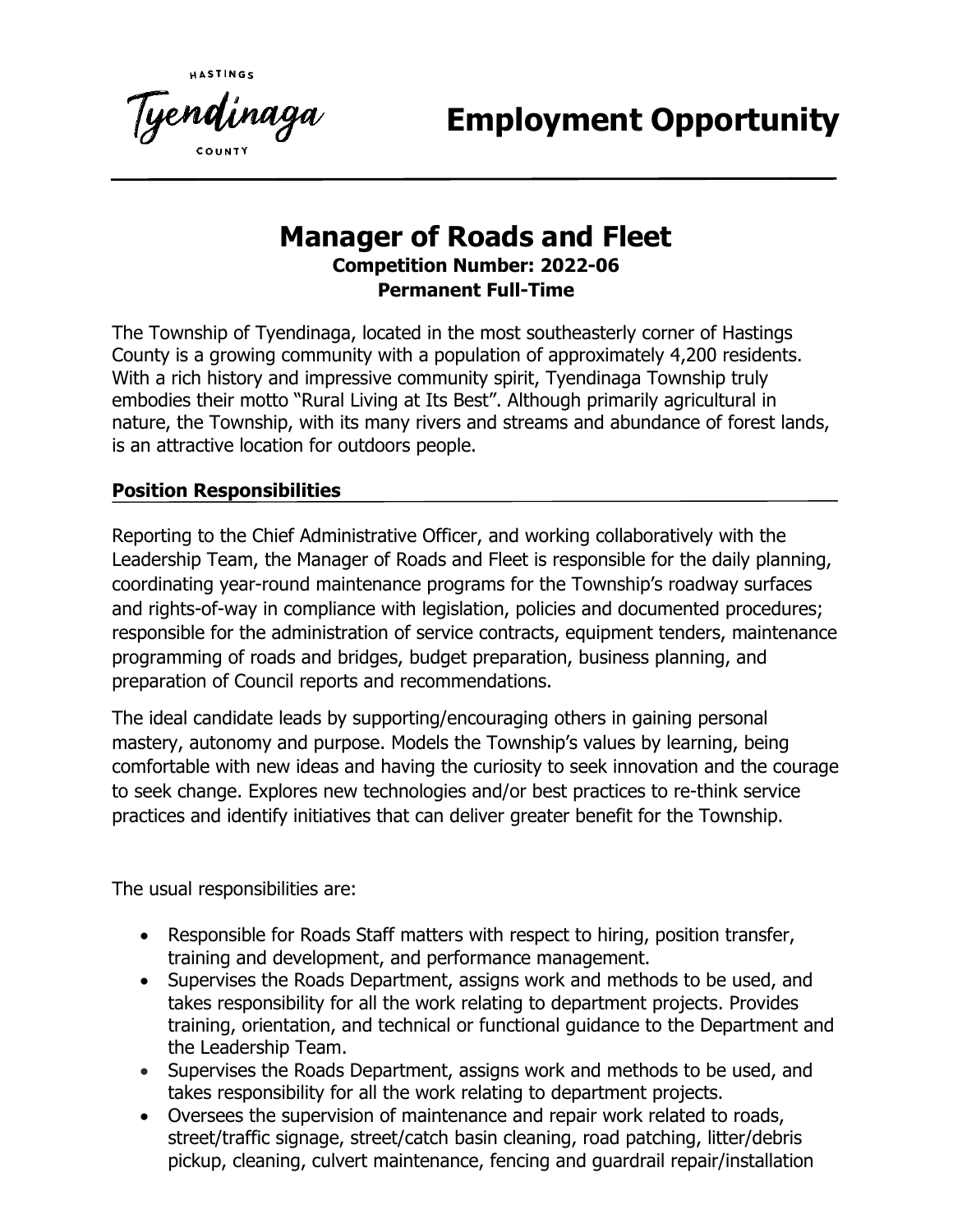HASTINGS

Tyendinaga

COUNTY

# Employment Opportunity

## Manager of Roads and Fleet

**Competition Number: 2022-06**
**Permanent Full-Time**

The Township of Tyendinaga, located in the most southeasterly corner of Hastings County is a growing community with a population of approximately 4,200 residents. With a rich history and impressive community spirit, Tyendinaga Township truly embodies their motto "Rural Living at Its Best". Although primarily agricultural in nature, the Township, with its many rivers and streams and abundance of forest lands, is an attractive location for outdoors people.

### Position Responsibilities

Reporting to the Chief Administrative Officer, and working collaboratively with the Leadership Team, the Manager of Roads and Fleet is responsible for the daily planning, coordinating year-round maintenance programs for the Township's roadway surfaces and rights-of-way in compliance with legislation, policies and documented procedures; responsible for the administration of service contracts, equipment tenders, maintenance programming of roads and bridges, budget preparation, business planning, and preparation of Council reports and recommendations.

The ideal candidate leads by supporting/encouraging others in gaining personal mastery, autonomy and purpose. Models the Township's values by learning, being comfortable with new ideas and having the curiosity to seek innovation and the courage to seek change. Explores new technologies and/or best practices to re-think service practices and identify initiatives that can deliver greater benefit for the Township.

The usual responsibilities are:

- Responsible for Roads Staff matters with respect to hiring, position transfer, training and development, and performance management.
- Supervises the Roads Department, assigns work and methods to be used, and takes responsibility for all the work relating to department projects. Provides training, orientation, and technical or functional guidance to the Department and the Leadership Team.
- Supervises the Roads Department, assigns work and methods to be used, and takes responsibility for all the work relating to department projects.
- Oversees the supervision of maintenance and repair work related to roads, street/traffic signage, street/catch basin cleaning, road patching, litter/debris pickup, cleaning, culvert maintenance, fencing and guardrail repair/installation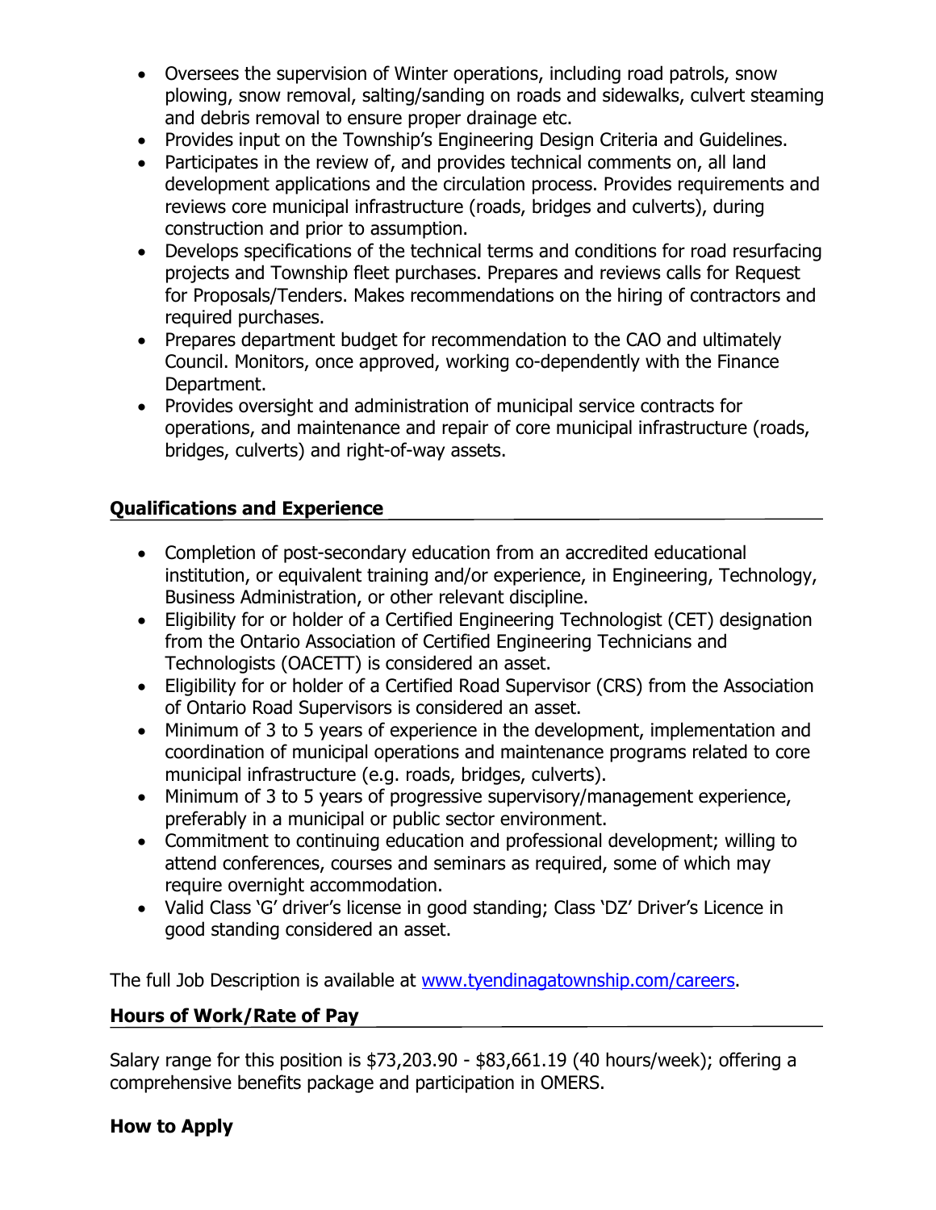- Oversees the supervision of Winter operations, including road patrols, snow plowing, snow removal, salting/sanding on roads and sidewalks, culvert steaming and debris removal to ensure proper drainage etc.
- Provides input on the Township's Engineering Design Criteria and Guidelines.
- Participates in the review of, and provides technical comments on, all land development applications and the circulation process. Provides requirements and reviews core municipal infrastructure (roads, bridges and culverts), during construction and prior to assumption.
- Develops specifications of the technical terms and conditions for road resurfacing projects and Township fleet purchases. Prepares and reviews calls for Request for Proposals/Tenders. Makes recommendations on the hiring of contractors and required purchases.
- Prepares department budget for recommendation to the CAO and ultimately Council. Monitors, once approved, working co-dependently with the Finance Department.
- Provides oversight and administration of municipal service contracts for operations, and maintenance and repair of core municipal infrastructure (roads, bridges, culverts) and right-of-way assets.

## Qualifications and Experience

- Completion of post-secondary education from an accredited educational institution, or equivalent training and/or experience, in Engineering, Technology, Business Administration, or other relevant discipline.
- Eligibility for or holder of a Certified Engineering Technologist (CET) designation from the Ontario Association of Certified Engineering Technicians and Technologists (OACETT) is considered an asset.
- Eligibility for or holder of a Certified Road Supervisor (CRS) from the Association of Ontario Road Supervisors is considered an asset.
- Minimum of 3 to 5 years of experience in the development, implementation and coordination of municipal operations and maintenance programs related to core municipal infrastructure (e.g. roads, bridges, culverts).
- Minimum of 3 to 5 years of progressive supervisory/management experience, preferably in a municipal or public sector environment.
- Commitment to continuing education and professional development; willing to attend conferences, courses and seminars as required, some of which may require overnight accommodation.
- Valid Class 'G' driver's license in good standing; Class 'DZ' Driver's Licence in good standing considered an asset.

The full Job Description is available at www.tyendinagatownship.com/careers.

## Hours of Work/Rate of Pay

Salary range for this position is $73,203.90 - $83,661.19 (40 hours/week); offering a comprehensive benefits package and participation in OMERS.

## How to Apply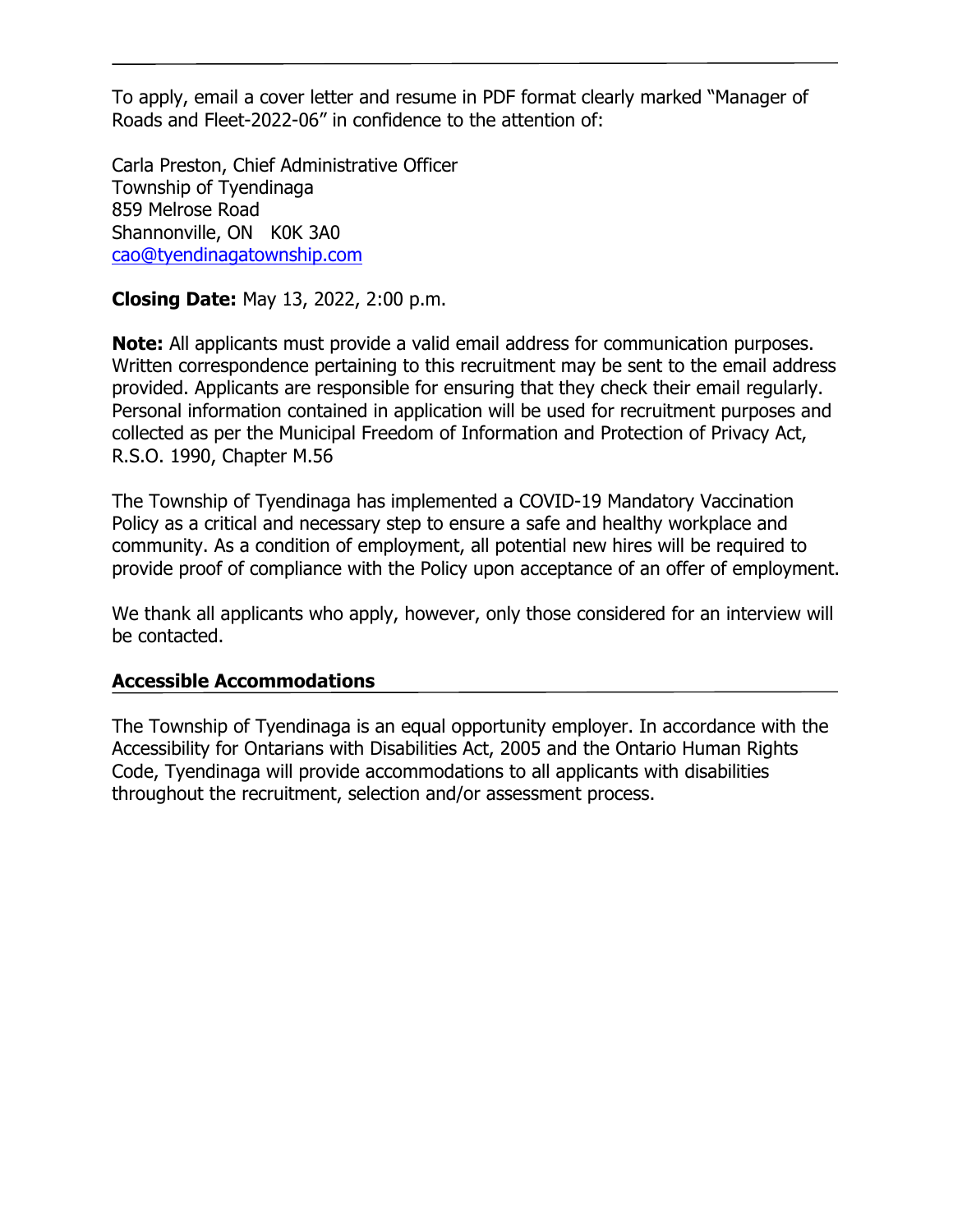To apply, email a cover letter and resume in PDF format clearly marked "Manager of Roads and Fleet-2022-06" in confidence to the attention of:

Carla Preston, Chief Administrative Officer
Township of Tyendinaga
859 Melrose Road
Shannonville, ON K0K 3A0
cao@tyendinagatownship.com

**Closing Date:** May 13, 2022, 2:00 p.m.

**Note:** All applicants must provide a valid email address for communication purposes. Written correspondence pertaining to this recruitment may be sent to the email address provided. Applicants are responsible for ensuring that they check their email regularly. Personal information contained in application will be used for recruitment purposes and collected as per the Municipal Freedom of Information and Protection of Privacy Act, R.S.O. 1990, Chapter M.56

The Township of Tyendinaga has implemented a COVID-19 Mandatory Vaccination Policy as a critical and necessary step to ensure a safe and healthy workplace and community. As a condition of employment, all potential new hires will be required to provide proof of compliance with the Policy upon acceptance of an offer of employment.

We thank all applicants who apply, however, only those considered for an interview will be contacted.

## Accessible Accommodations

The Township of Tyendinaga is an equal opportunity employer. In accordance with the Accessibility for Ontarians with Disabilities Act, 2005 and the Ontario Human Rights Code, Tyendinaga will provide accommodations to all applicants with disabilities throughout the recruitment, selection and/or assessment process.